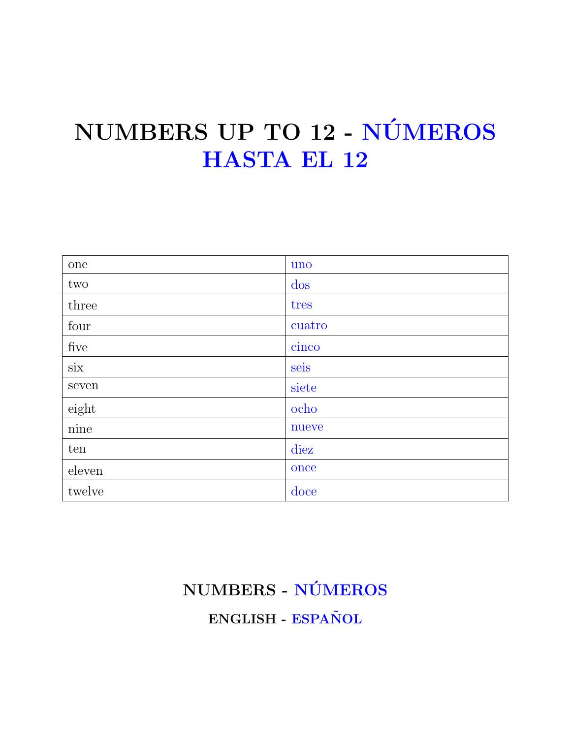# NUMBERS UP TO 12 - NÚMEROS HASTA EL 12

| | |
|---|---|
| one | uno |
| two | dos |
| three | tres |
| four | cuatro |
| five | cinco |
| six | seis |
| seven | siete |
| eight | ocho |
| nine | nueve |
| ten | diez |
| eleven | once |
| twelve | doce |

## NUMBERS - NÚMEROS

### ENGLISH - ESPAÑOL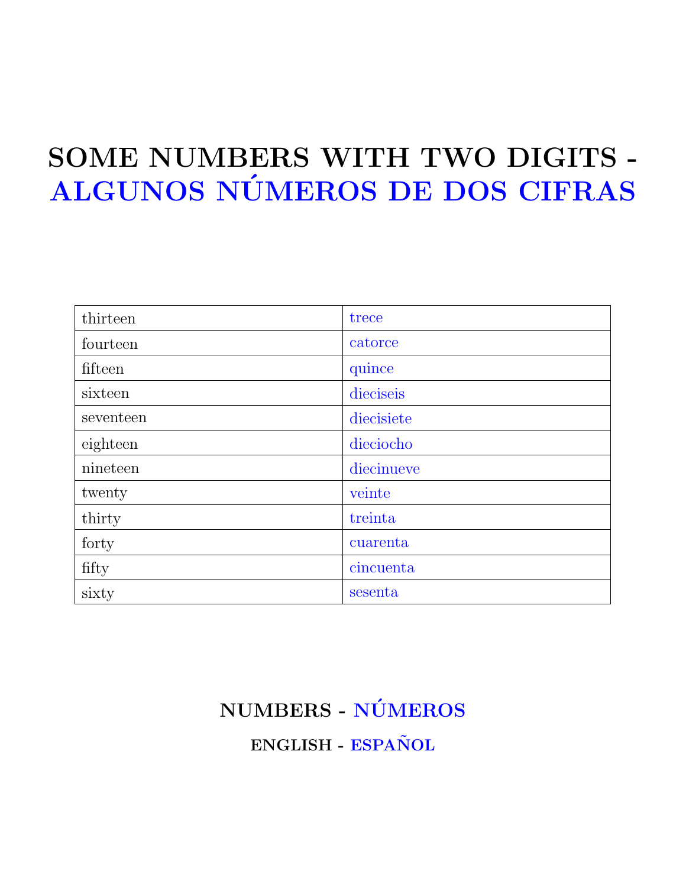# SOME NUMBERS WITH TWO DIGITS - ALGUNOS NÚMEROS DE DOS CIFRAS

| thirteen | trece |
|---|---|
| fourteen | catorce |
| fifteen | quince |
| sixteen | dieciseis |
| seventeen | diecisiete |
| eighteen | dieciocho |
| nineteen | diecinueve |
| twenty | veinte |
| thirty | treinta |
| forty | cuarenta |
| fifty | cincuenta |
| sixty | sesenta |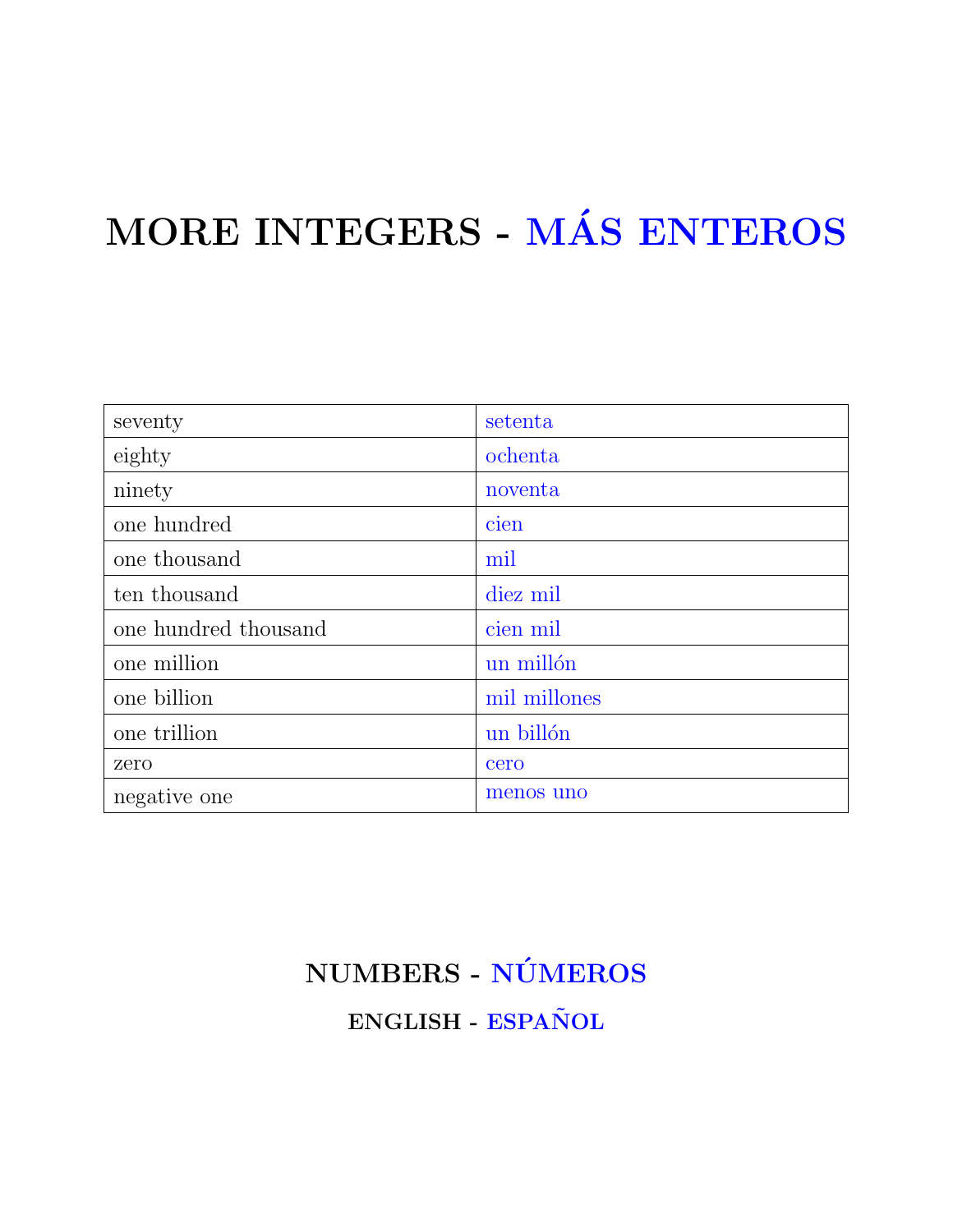# MORE INTEGERS - MÁS ENTEROS

| | |
|---|---|
| seventy | setenta |
| eighty | ochenta |
| ninety | noventa |
| one hundred | cien |
| one thousand | mil |
| ten thousand | diez mil |
| one hundred thousand | cien mil |
| one million | un millón |
| one billion | mil millones |
| one trillion | un billón |
| zero | cero |
| negative one | menos uno |

## NUMBERS - NÚMEROS

### ENGLISH - ESPAÑOL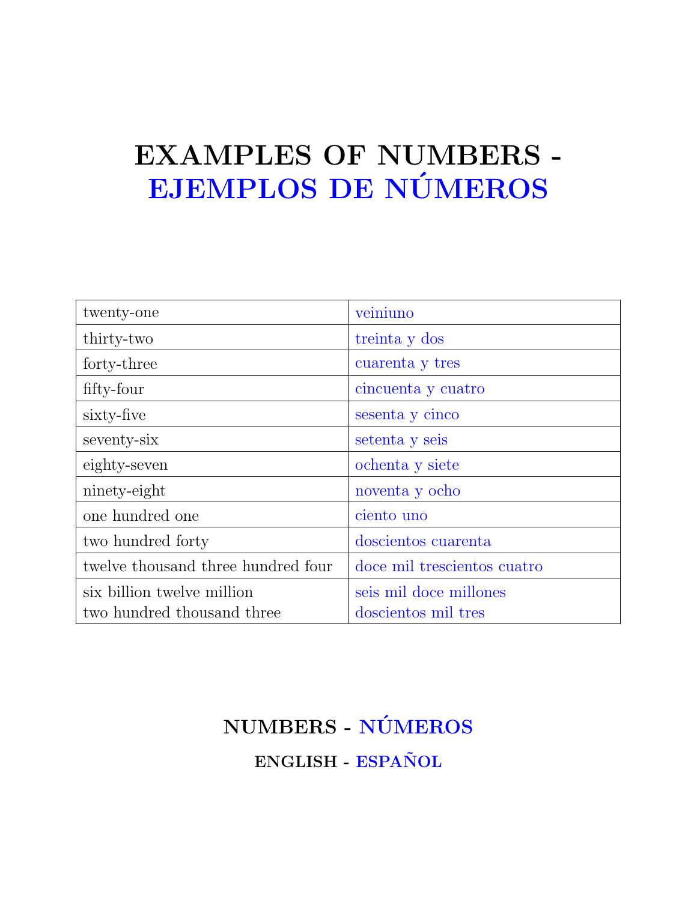# EXAMPLES OF NUMBERS - EJEMPLOS DE NÚMEROS

| | |
|---|---|
| twenty-one | veiniuno |
| thirty-two | treinta y dos |
| forty-three | cuarenta y tres |
| fifty-four | cincuenta y cuatro |
| sixty-five | sesenta y cinco |
| seventy-six | setenta y seis |
| eighty-seven | ochenta y siete |
| ninety-eight | noventa y ocho |
| one hundred one | ciento uno |
| two hundred forty | doscientos cuarenta |
| twelve thousand three hundred four | doce mil trescientos cuatro |
| six billion twelve million two hundred thousand three | seis mil doce millones doscientos mil tres |

## NUMBERS - NÚMEROS

### ENGLISH - ESPAÑOL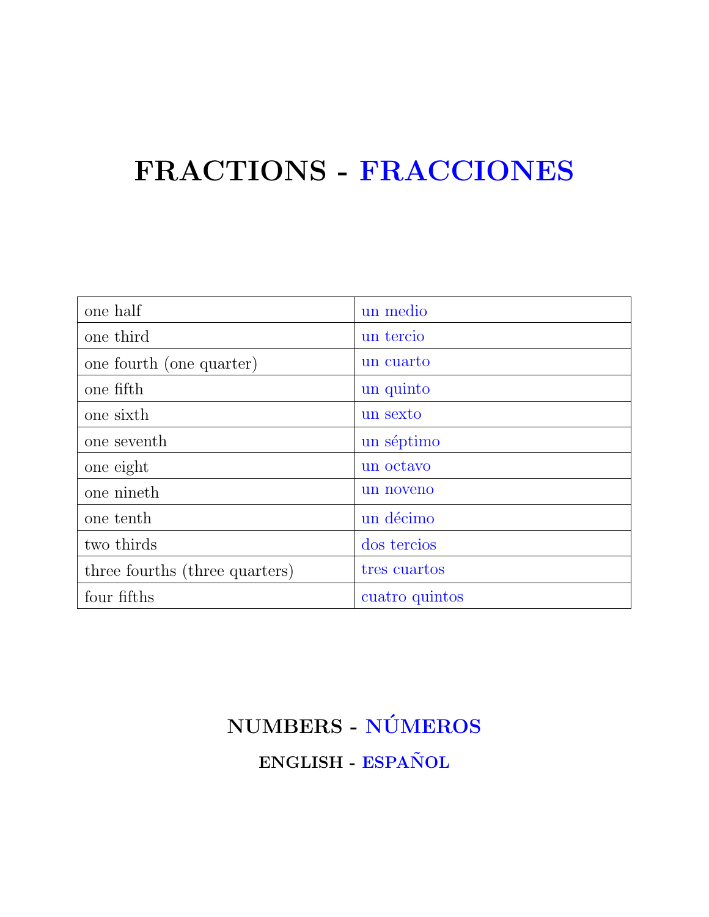# FRACTIONS - FRACCIONES

| | |
|---|---|
| one half | un medio |
| one third | un tercio |
| one fourth (one quarter) | un cuarto |
| one fifth | un quinto |
| one sixth | un sexto |
| one seventh | un séptimo |
| one eight | un octavo |
| one nineth | un noveno |
| one tenth | un décimo |
| two thirds | dos tercios |
| three fourths (three quarters) | tres cuartos |
| four fifths | cuatro quintos |

## NUMBERS - NÚMEROS

### ENGLISH - ESPAÑOL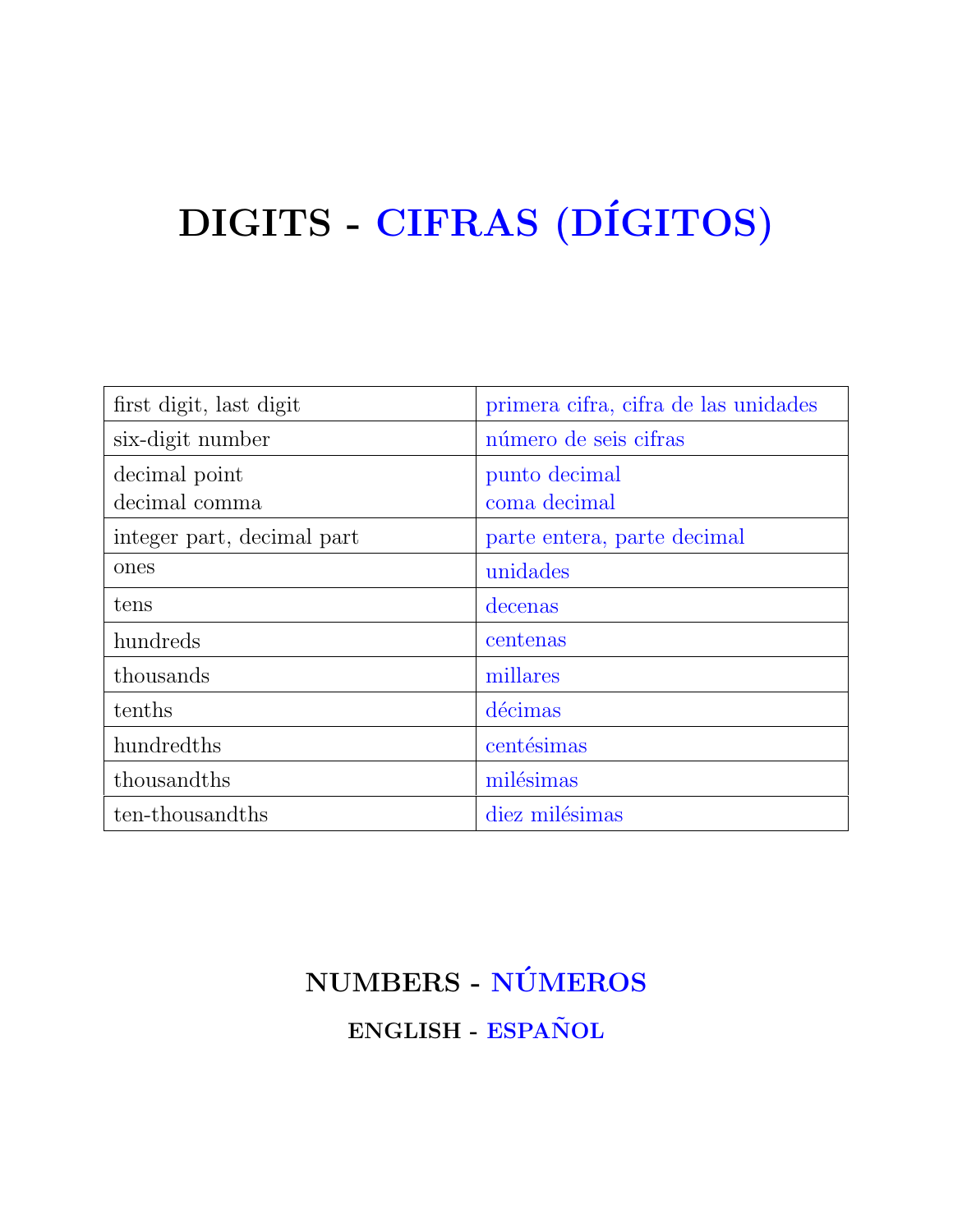# DIGITS - CIFRAS (DÍGITOS)

| first digit, last digit | primera cifra, cifra de las unidades |
|---|---|
| six-digit number | número de seis cifras |
| decimal point<br>decimal comma | punto decimal<br>coma decimal |
| integer part, decimal part | parte entera, parte decimal |
| ones | unidades |
| tens | decenas |
| hundreds | centenas |
| thousands | millares |
| tenths | décimas |
| hundredths | centésimas |
| thousandths | milésimas |
| ten-thousandths | diez milésimas |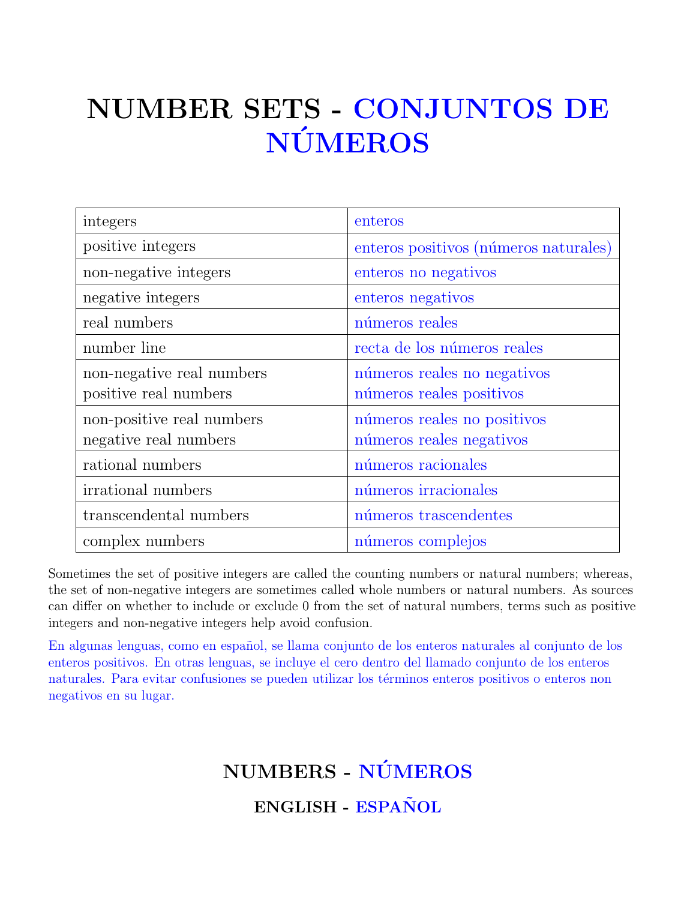# NUMBER SETS - CONJUNTOS DE NÚMEROS

| | |
|---|---|
| integers | enteros |
| positive integers | enteros positivos (números naturales) |
| non-negative integers | enteros no negativos |
| negative integers | enteros negativos |
| real numbers | números reales |
| number line | recta de los números reales |
| non-negative real numbers<br>positive real numbers | números reales no negativos<br>números reales positivos |
| non-positive real numbers<br>negative real numbers | números reales no positivos<br>números reales negativos |
| rational numbers | números racionales |
| irrational numbers | números irracionales |
| transcendental numbers | números trascendentes |
| complex numbers | números complejos |

Sometimes the set of positive integers are called the counting numbers or natural numbers; whereas, the set of non-negative integers are sometimes called whole numbers or natural numbers. As sources can differ on whether to include or exclude 0 from the set of natural numbers, terms such as positive integers and non-negative integers help avoid confusion.

En algunas lenguas, como en español, se llama conjunto de los enteros naturales al conjunto de los enteros positivos. En otras lenguas, se incluye el cero dentro del llamado conjunto de los enteros naturales. Para evitar confusiones se pueden utilizar los términos enteros positivos o enteros non negativos en su lugar.

## NUMBERS - NÚMEROS

### ENGLISH - ESPAÑOL